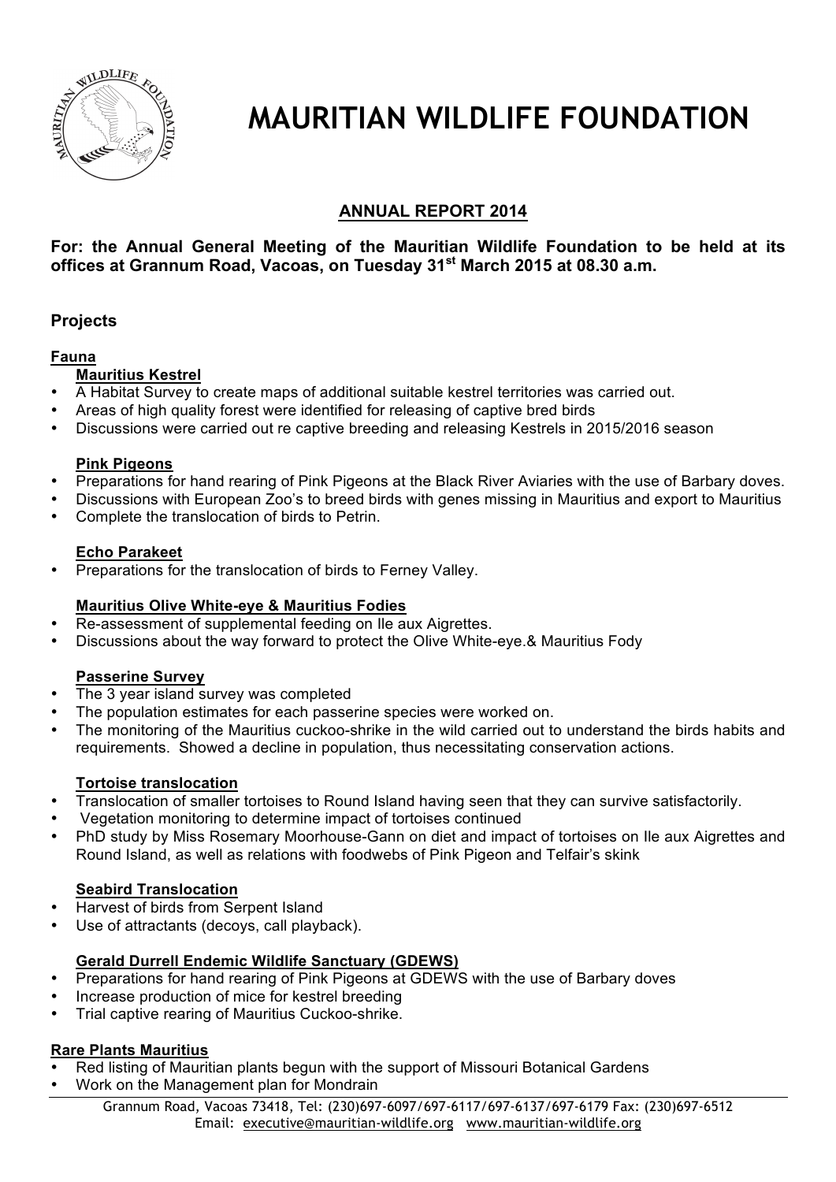// Page 1 of 6 — Mauritian Wildlife Foundation, Annual Report 2014
# MAURITIAN WILDLIFE FOUNDATION

## ANNUAL REPORT 2014

**For: the Annual General Meeting of the Mauritian Wildlife Foundation to be held at its offices at Grannum Road, Vacoas, on Tuesday 31st March 2015 at 08.30 a.m.**

## Projects

### Fauna

#### Mauritius Kestrel

- A Habitat Survey to create maps of additional suitable kestrel territories was carried out.
- Areas of high quality forest were identified for releasing of captive bred birds
- Discussions were carried out re captive breeding and releasing Kestrels in 2015/2016 season

#### Pink Pigeons

- Preparations for hand rearing of Pink Pigeons at the Black River Aviaries with the use of Barbary doves.
- Discussions with European Zoo's to breed birds with genes missing in Mauritius and export to Mauritius
- Complete the translocation of birds to Petrin.

#### Echo Parakeet

- Preparations for the translocation of birds to Ferney Valley.

#### Mauritius Olive White-eye & Mauritius Fodies

- Re-assessment of supplemental feeding on Ile aux Aigrettes.
- Discussions about the way forward to protect the Olive White-eye.& Mauritius Fody

#### Passerine Survey

- The 3 year island survey was completed
- The population estimates for each passerine species were worked on.
- The monitoring of the Mauritius cuckoo-shrike in the wild carried out to understand the birds habits and requirements. Showed a decline in population, thus necessitating conservation actions.

#### Tortoise translocation

- Translocation of smaller tortoises to Round Island having seen that they can survive satisfactorily.
- Vegetation monitoring to determine impact of tortoises continued
- PhD study by Miss Rosemary Moorhouse-Gann on diet and impact of tortoises on Ile aux Aigrettes and Round Island, as well as relations with foodwebs of Pink Pigeon and Telfair's skink

#### Seabird Translocation

- Harvest of birds from Serpent Island
- Use of attractants (decoys, call playback).

#### Gerald Durrell Endemic Wildlife Sanctuary (GDEWS)

- Preparations for hand rearing of Pink Pigeons at GDEWS with the use of Barbary doves
- Increase production of mice for kestrel breeding
- Trial captive rearing of Mauritius Cuckoo-shrike.

### Rare Plants Mauritius

- Red listing of Mauritian plants begun with the support of Missouri Botanical Gardens
- Work on the Management plan for Mondrain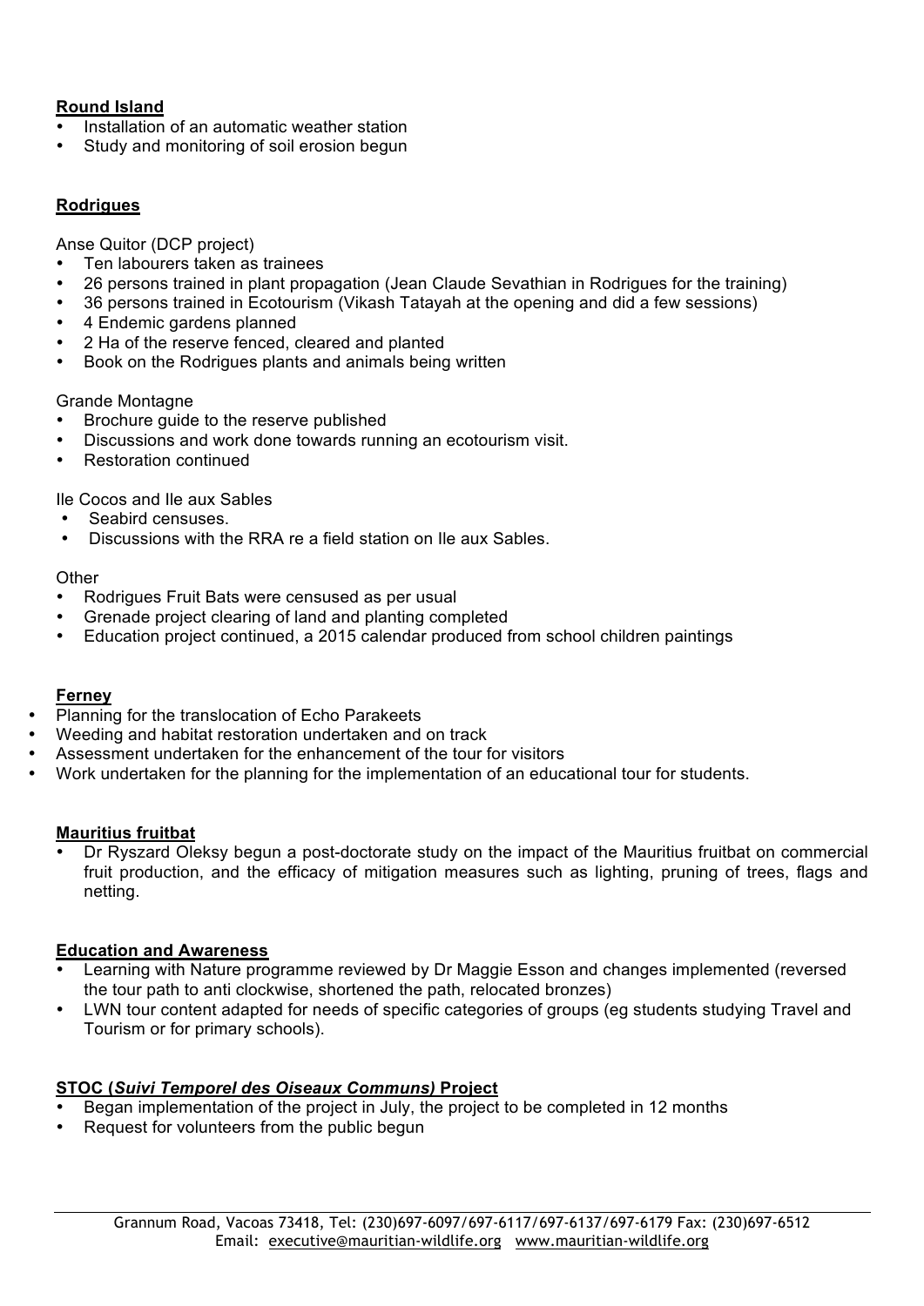**Round Island**

- Installation of an automatic weather station
- Study and monitoring of soil erosion begun

**Rodrigues**

Anse Quitor (DCP project)

- Ten labourers taken as trainees
- 26 persons trained in plant propagation (Jean Claude Sevathian in Rodrigues for the training)
- 36 persons trained in Ecotourism (Vikash Tatayah at the opening and did a few sessions)
- 4 Endemic gardens planned
- 2 Ha of the reserve fenced, cleared and planted
- Book on the Rodrigues plants and animals being written

Grande Montagne

- Brochure guide to the reserve published
- Discussions and work done towards running an ecotourism visit.
- Restoration continued

Ile Cocos and Ile aux Sables

- Seabird censuses.
- Discussions with the RRA re a field station on Ile aux Sables.

Other

- Rodrigues Fruit Bats were censused as per usual
- Grenade project clearing of land and planting completed
- Education project continued, a 2015 calendar produced from school children paintings

**Ferney**

- Planning for the translocation of Echo Parakeets
- Weeding and habitat restoration undertaken and on track
- Assessment undertaken for the enhancement of the tour for visitors
- Work undertaken for the planning for the implementation of an educational tour for students.

**Mauritius fruitbat**

- Dr Ryszard Oleksy begun a post-doctorate study on the impact of the Mauritius fruitbat on commercial fruit production, and the efficacy of mitigation measures such as lighting, pruning of trees, flags and netting.

**Education and Awareness**

- Learning with Nature programme reviewed by Dr Maggie Esson and changes implemented (reversed the tour path to anti clockwise, shortened the path, relocated bronzes)
- LWN tour content adapted for needs of specific categories of groups (eg students studying Travel and Tourism or for primary schools).

**STOC (*Suivi Temporel des Oiseaux Communs*) Project**

- Began implementation of the project in July, the project to be completed in 12 months
- Request for volunteers from the public begun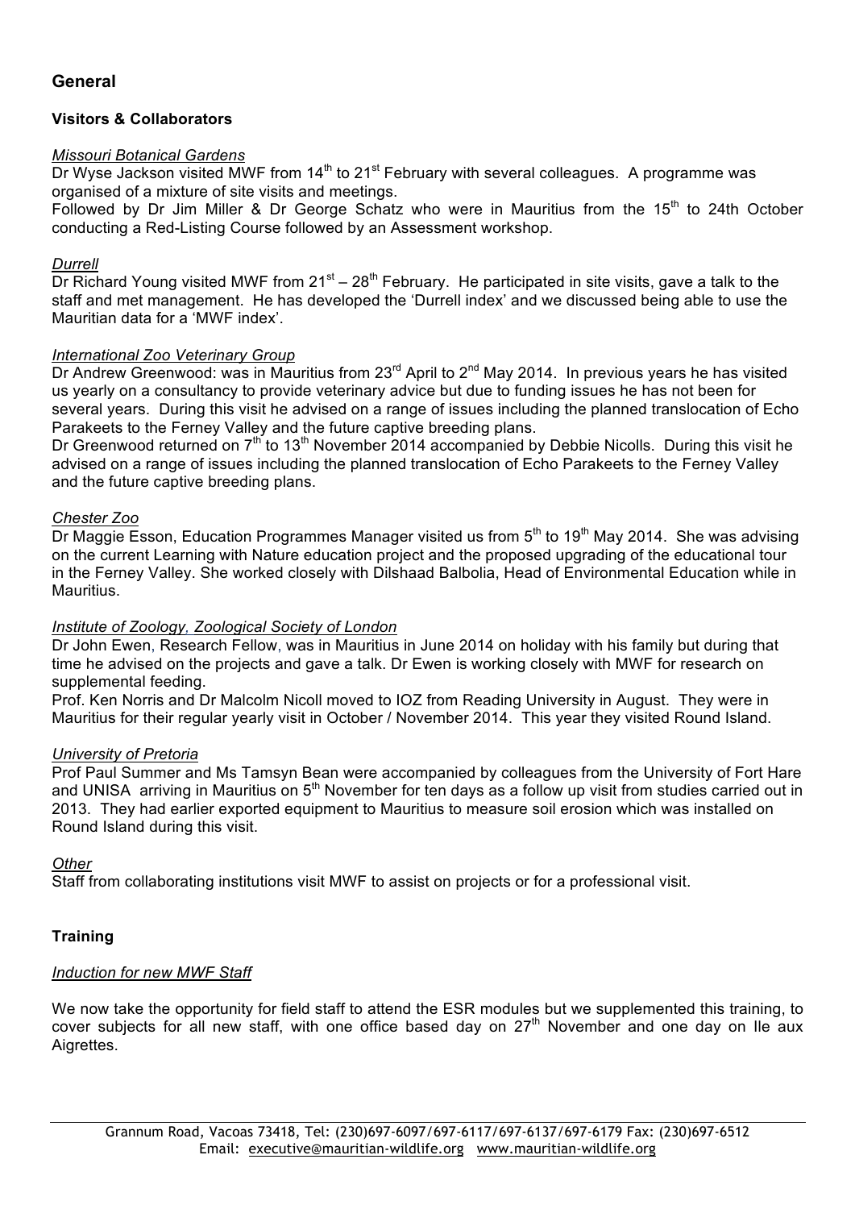## General

### Visitors & Collaborators

*Missouri Botanical Gardens*

Dr Wyse Jackson visited MWF from 14th to 21st February with several colleagues. A programme was organised of a mixture of site visits and meetings.

Followed by Dr Jim Miller & Dr George Schatz who were in Mauritius from the 15th to 24th October conducting a Red-Listing Course followed by an Assessment workshop.

*Durrell*

Dr Richard Young visited MWF from 21st – 28th February. He participated in site visits, gave a talk to the staff and met management. He has developed the 'Durrell index' and we discussed being able to use the Mauritian data for a 'MWF index'.

*International Zoo Veterinary Group*

Dr Andrew Greenwood: was in Mauritius from 23rd April to 2nd May 2014. In previous years he has visited us yearly on a consultancy to provide veterinary advice but due to funding issues he has not been for several years. During this visit he advised on a range of issues including the planned translocation of Echo Parakeets to the Ferney Valley and the future captive breeding plans.

Dr Greenwood returned on 7th to 13th November 2014 accompanied by Debbie Nicolls. During this visit he advised on a range of issues including the planned translocation of Echo Parakeets to the Ferney Valley and the future captive breeding plans.

*Chester Zoo*

Dr Maggie Esson, Education Programmes Manager visited us from 5th to 19th May 2014. She was advising on the current Learning with Nature education project and the proposed upgrading of the educational tour in the Ferney Valley. She worked closely with Dilshaad Balbolia, Head of Environmental Education while in Mauritius.

*Institute of Zoology, Zoological Society of London*

Dr John Ewen, Research Fellow, was in Mauritius in June 2014 on holiday with his family but during that time he advised on the projects and gave a talk. Dr Ewen is working closely with MWF for research on supplemental feeding.

Prof. Ken Norris and Dr Malcolm Nicoll moved to IOZ from Reading University in August. They were in Mauritius for their regular yearly visit in October / November 2014. This year they visited Round Island.

*University of Pretoria*

Prof Paul Summer and Ms Tamsyn Bean were accompanied by colleagues from the University of Fort Hare and UNISA arriving in Mauritius on 5th November for ten days as a follow up visit from studies carried out in 2013. They had earlier exported equipment to Mauritius to measure soil erosion which was installed on Round Island during this visit.

*Other*

Staff from collaborating institutions visit MWF to assist on projects or for a professional visit.

### Training

*Induction for new MWF Staff*

We now take the opportunity for field staff to attend the ESR modules but we supplemented this training, to cover subjects for all new staff, with one office based day on 27th November and one day on Ile aux Aigrettes.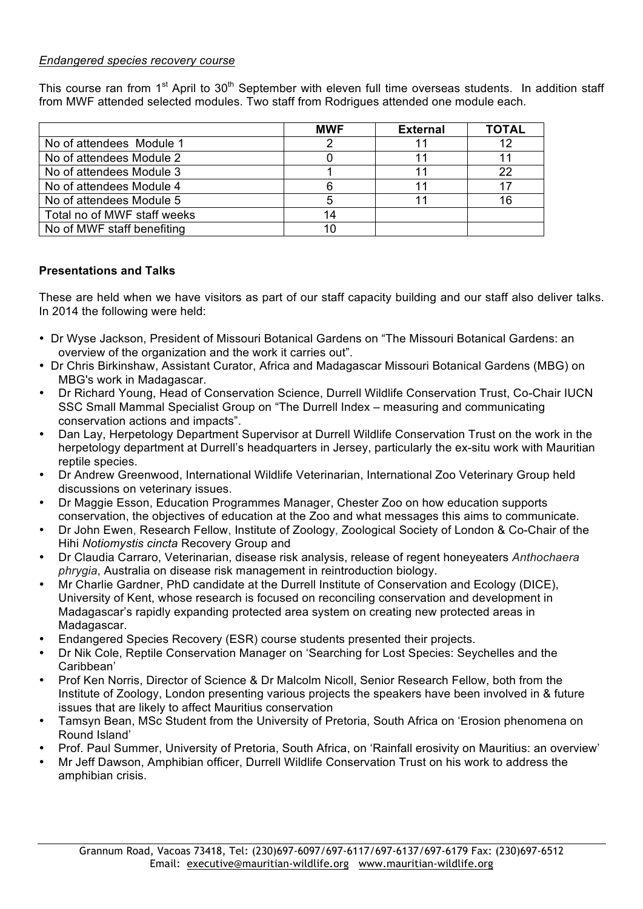*Endangered species recovery course*

This course ran from 1st April to 30th September with eleven full time overseas students. In addition staff from MWF attended selected modules. Two staff from Rodrigues attended one module each.

| | MWF | External | TOTAL |
|---|---|---|---|
| No of attendees Module 1 | 2 | 11 | 12 |
| No of attendees Module 2 | 0 | 11 | 11 |
| No of attendees Module 3 | 1 | 11 | 22 |
| No of attendees Module 4 | 6 | 11 | 17 |
| No of attendees Module 5 | 5 | 11 | 16 |
| Total no of MWF staff weeks | 14 | | |
| No of MWF staff benefiting | 10 | | |

**Presentations and Talks**

These are held when we have visitors as part of our staff capacity building and our staff also deliver talks. In 2014 the following were held:

- Dr Wyse Jackson, President of Missouri Botanical Gardens on "The Missouri Botanical Gardens: an overview of the organization and the work it carries out".
- Dr Chris Birkinshaw, Assistant Curator, Africa and Madagascar Missouri Botanical Gardens (MBG) on MBG's work in Madagascar.
- Dr Richard Young, Head of Conservation Science, Durrell Wildlife Conservation Trust, Co-Chair IUCN SSC Small Mammal Specialist Group on "The Durrell Index – measuring and communicating conservation actions and impacts".
- Dan Lay, Herpetology Department Supervisor at Durrell Wildlife Conservation Trust on the work in the herpetology department at Durrell's headquarters in Jersey, particularly the ex-situ work with Mauritian reptile species.
- Dr Andrew Greenwood, International Wildlife Veterinarian, International Zoo Veterinary Group held discussions on veterinary issues.
- Dr Maggie Esson, Education Programmes Manager, Chester Zoo on how education supports conservation, the objectives of education at the Zoo and what messages this aims to communicate.
- Dr John Ewen, Research Fellow, Institute of Zoology, Zoological Society of London & Co-Chair of the Hihi *Notiomystis cincta* Recovery Group and
- Dr Claudia Carraro, Veterinarian, disease risk analysis, release of regent honeyeaters *Anthochaera phrygia*, Australia on disease risk management in reintroduction biology.
- Mr Charlie Gardner, PhD candidate at the Durrell Institute of Conservation and Ecology (DICE), University of Kent, whose research is focused on reconciling conservation and development in Madagascar's rapidly expanding protected area system on creating new protected areas in Madagascar.
- Endangered Species Recovery (ESR) course students presented their projects.
- Dr Nik Cole, Reptile Conservation Manager on 'Searching for Lost Species: Seychelles and the Caribbean'
- Prof Ken Norris, Director of Science & Dr Malcolm Nicoll, Senior Research Fellow, both from the Institute of Zoology, London presenting various projects the speakers have been involved in & future issues that are likely to affect Mauritius conservation
- Tamsyn Bean, MSc Student from the University of Pretoria, South Africa on 'Erosion phenomena on Round Island'
- Prof. Paul Summer, University of Pretoria, South Africa, on 'Rainfall erosivity on Mauritius: an overview'
- Mr Jeff Dawson, Amphibian officer, Durrell Wildlife Conservation Trust on his work to address the amphibian crisis.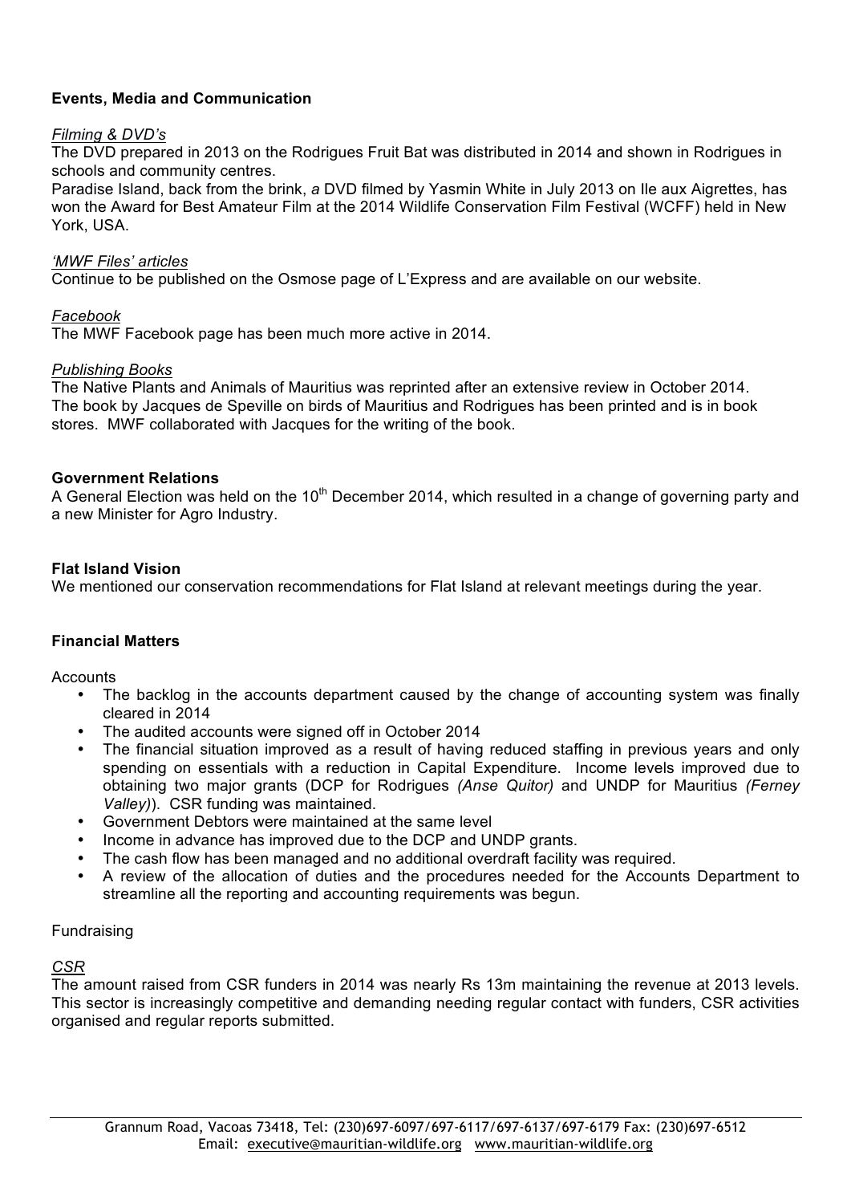**Events, Media and Communication**

*Filming & DVD's*

The DVD prepared in 2013 on the Rodrigues Fruit Bat was distributed in 2014 and shown in Rodrigues in schools and community centres.

Paradise Island, back from the brink, *a* DVD filmed by Yasmin White in July 2013 on Ile aux Aigrettes, has won the Award for Best Amateur Film at the 2014 Wildlife Conservation Film Festival (WCFF) held in New York, USA.

*'MWF Files' articles*

Continue to be published on the Osmose page of L'Express and are available on our website.

*Facebook*

The MWF Facebook page has been much more active in 2014.

*Publishing Books*

The Native Plants and Animals of Mauritius was reprinted after an extensive review in October 2014. The book by Jacques de Speville on birds of Mauritius and Rodrigues has been printed and is in book stores. MWF collaborated with Jacques for the writing of the book.

**Government Relations**

A General Election was held on the 10th December 2014, which resulted in a change of governing party and a new Minister for Agro Industry.

**Flat Island Vision**

We mentioned our conservation recommendations for Flat Island at relevant meetings during the year.

**Financial Matters**

Accounts

- The backlog in the accounts department caused by the change of accounting system was finally cleared in 2014
- The audited accounts were signed off in October 2014
- The financial situation improved as a result of having reduced staffing in previous years and only spending on essentials with a reduction in Capital Expenditure. Income levels improved due to obtaining two major grants (DCP for Rodrigues *(Anse Quitor)* and UNDP for Mauritius *(Ferney Valley)*). CSR funding was maintained.
- Government Debtors were maintained at the same level
- Income in advance has improved due to the DCP and UNDP grants.
- The cash flow has been managed and no additional overdraft facility was required.
- A review of the allocation of duties and the procedures needed for the Accounts Department to streamline all the reporting and accounting requirements was begun.

Fundraising

*CSR*

The amount raised from CSR funders in 2014 was nearly Rs 13m maintaining the revenue at 2013 levels. This sector is increasingly competitive and demanding needing regular contact with funders, CSR activities organised and regular reports submitted.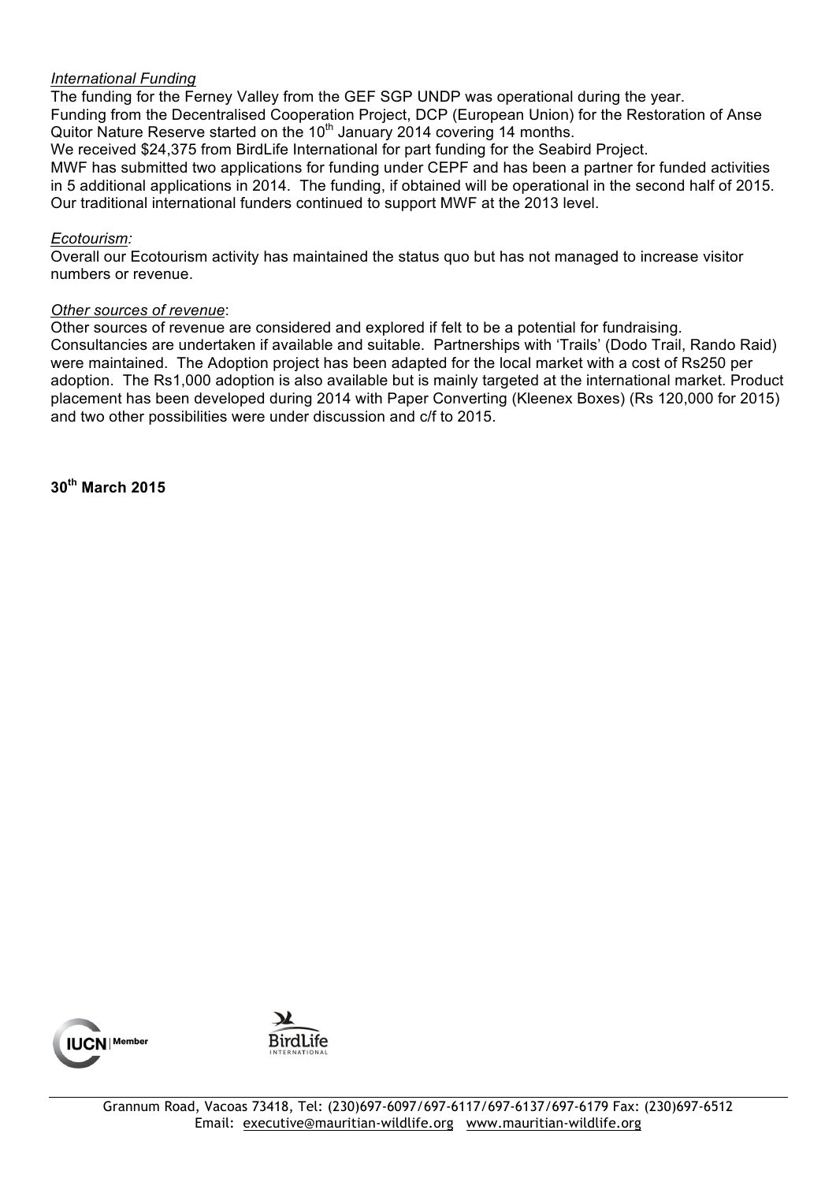*International Funding*

The funding for the Ferney Valley from the GEF SGP UNDP was operational during the year.
Funding from the Decentralised Cooperation Project, DCP (European Union) for the Restoration of Anse Quitor Nature Reserve started on the 10th January 2014 covering 14 months.
We received $24,375 from BirdLife International for part funding for the Seabird Project.
MWF has submitted two applications for funding under CEPF and has been a partner for funded activities in 5 additional applications in 2014. The funding, if obtained will be operational in the second half of 2015.
Our traditional international funders continued to support MWF at the 2013 level.

*Ecotourism:*

Overall our Ecotourism activity has maintained the status quo but has not managed to increase visitor numbers or revenue.

*Other sources of revenue*:

Other sources of revenue are considered and explored if felt to be a potential for fundraising.
Consultancies are undertaken if available and suitable. Partnerships with 'Trails' (Dodo Trail, Rando Raid) were maintained. The Adoption project has been adapted for the local market with a cost of Rs250 per adoption. The Rs1,000 adoption is also available but is mainly targeted at the international market. Product placement has been developed during 2014 with Paper Converting (Kleenex Boxes) (Rs 120,000 for 2015) and two other possibilities were under discussion and c/f to 2015.

**30th March 2015**